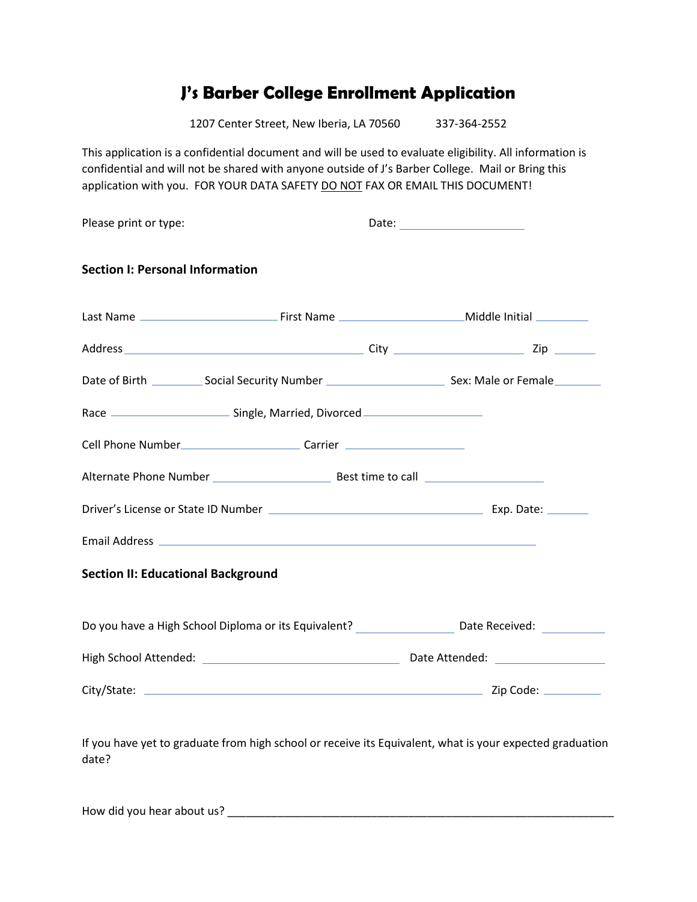# J's Barber College Enrollment Application

1207 Center Street, New Iberia, LA 70560 337-364-2552

This application is a confidential document and will be used to evaluate eligibility. All information is confidential and will not be shared with anyone outside of J's Barber College. Mail or Bring this application with you. FOR YOUR DATA SAFETY DO NOT FAX OR EMAIL THIS DOCUMENT!

Please print or type: Date: ____________________

**Section I: Personal Information**

Last Name ____________________ First Name ____________________ Middle Initial ________

Address ______________________________________ City ____________________ Zip ______

Date of Birth ________ Social Security Number __________________ Sex: Male or Female ________

Race __________________ Single, Married, Divorced __________________

Cell Phone Number __________________ Carrier __________________

Alternate Phone Number __________________ Best time to call __________________

Driver's License or State ID Number __________________________________ Exp. Date: ______

Email Address ____________________________________________________________

**Section II: Educational Background**

Do you have a High School Diploma or its Equivalent? _______________ Date Received: __________

High School Attended: ______________________________ Date Attended: ________________

City/State: ____________________________________________________ Zip Code: _________

If you have yet to graduate from high school or receive its Equivalent, what is your expected graduation date?

How did you hear about us? ____________________________________________________________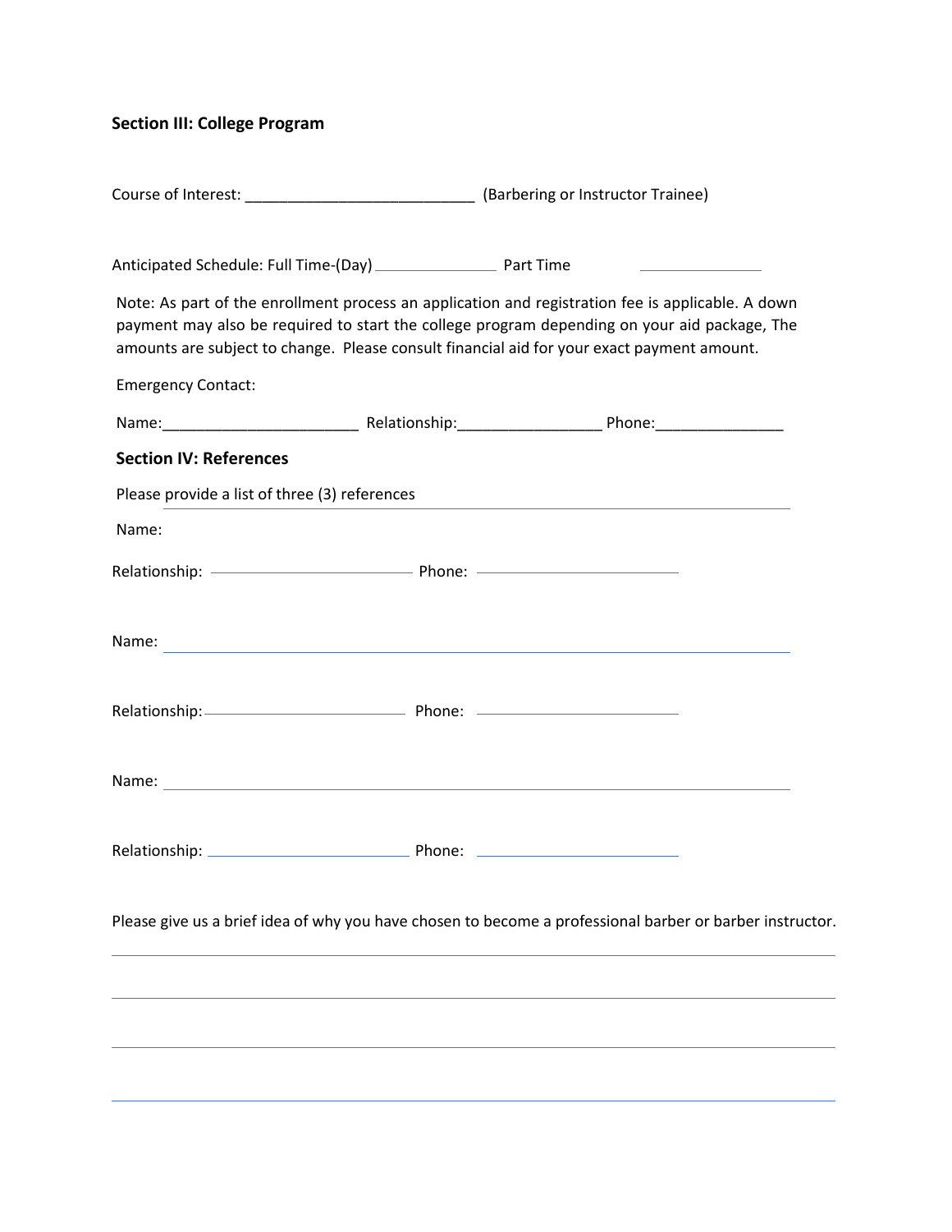**Section III: College Program**

Course of Interest: ___________________________ (Barbering or Instructor Trainee)

Anticipated Schedule: Full Time-(Day) _______________ Part Time _______________

Note: As part of the enrollment process an application and registration fee is applicable. A down payment may also be required to start the college program depending on your aid package, The amounts are subject to change. Please consult financial aid for your exact payment amount.

Emergency Contact:

Name:______________________ Relationship:________________ Phone:______________

**Section IV: References**

Please provide a list of three (3) references

Name: ____________________________________________

Relationship: ______________________ Phone: ______________________

Name: ____________________________________________

Relationship: ______________________ Phone: ______________________

Name: ____________________________________________

Relationship: ______________________ Phone: ______________________

Please give us a brief idea of why you have chosen to become a professional barber or barber instructor.

______________________________________________________________________________

______________________________________________________________________________

______________________________________________________________________________

______________________________________________________________________________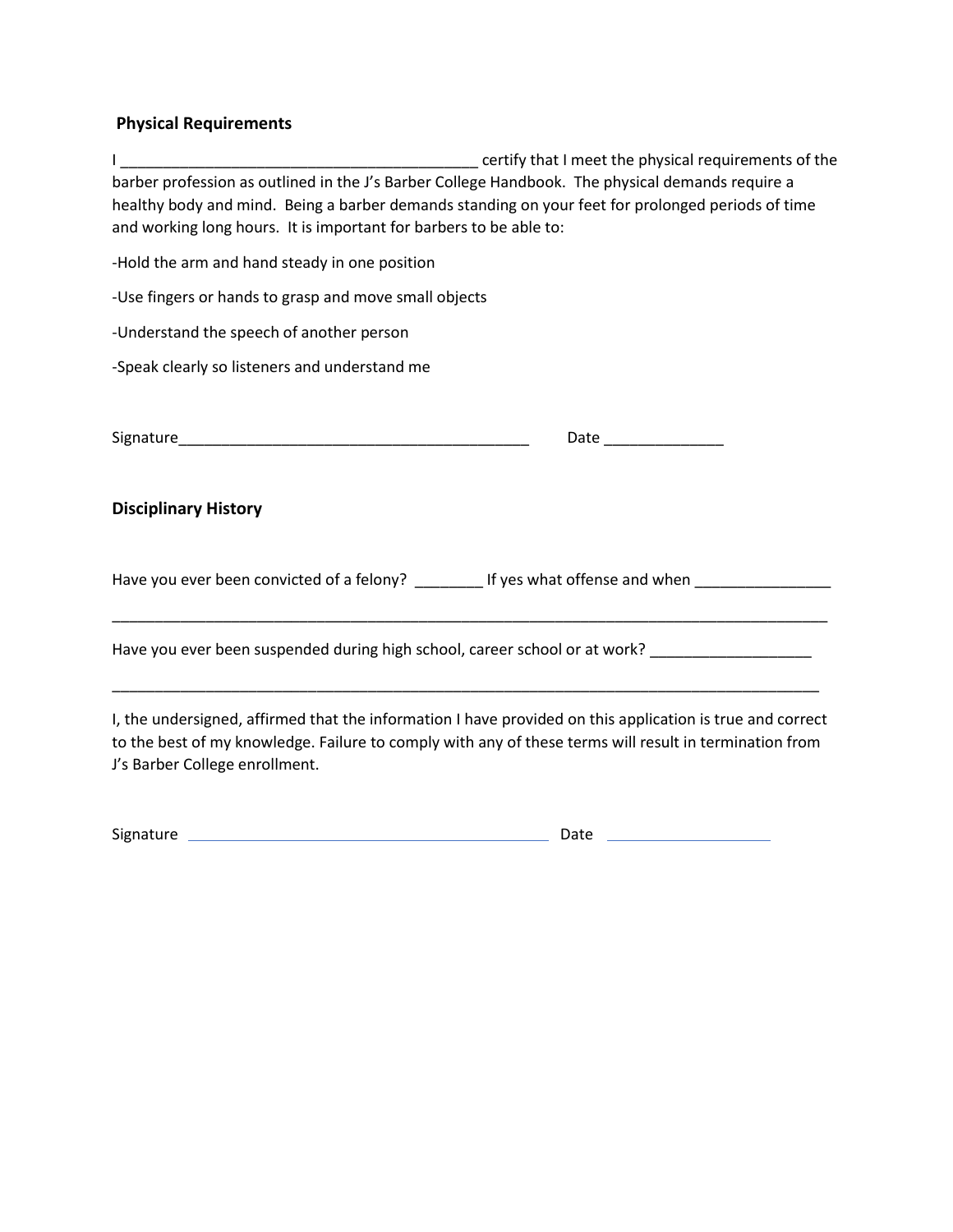### Physical Requirements

I __________________________________________ certify that I meet the physical requirements of the barber profession as outlined in the J's Barber College Handbook. The physical demands require a healthy body and mind. Being a barber demands standing on your feet for prolonged periods of time and working long hours. It is important for barbers to be able to:

-Hold the arm and hand steady in one position

-Use fingers or hands to grasp and move small objects

-Understand the speech of another person

-Speak clearly so listeners and understand me

Signature__________________________________________ Date ______________

### Disciplinary History

Have you ever been convicted of a felony? ________ If yes what offense and when ________________

_________________________________________________________________________________________

Have you ever been suspended during high school, career school or at work? ___________________

_________________________________________________________________________________________

I, the undersigned, affirmed that the information I have provided on this application is true and correct to the best of my knowledge. Failure to comply with any of these terms will result in termination from J's Barber College enrollment.

Signature ____________________________________________ Date ____________________